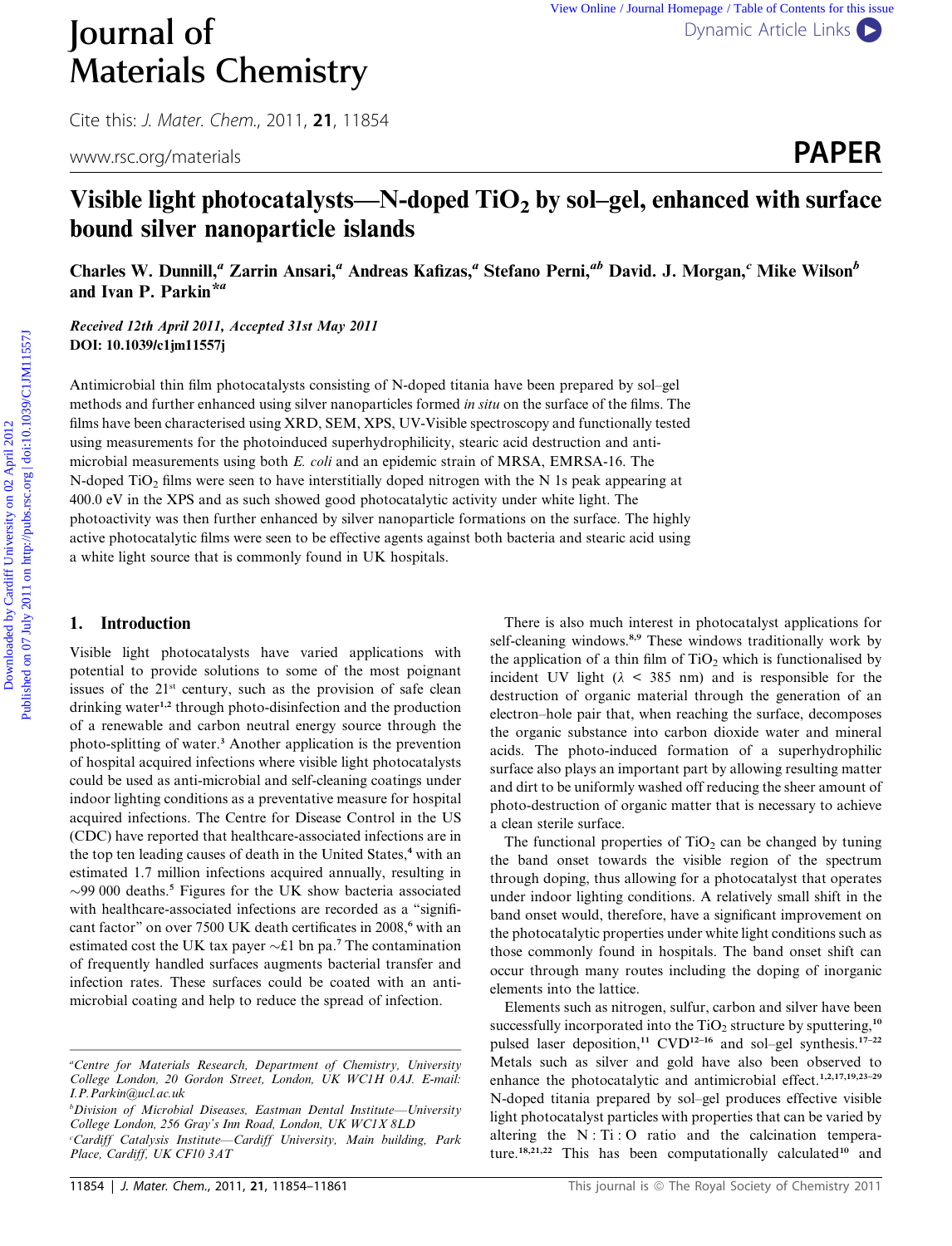# Journal of Materials Chemistry

Cite this: *J. Mater. Chem.*, 2011, **21**, 11854

www.rsc.org/materials

**PAPER**

# Visible light photocatalysts—N-doped $TiO_2$ by sol–gel, enhanced with surface bound silver nanoparticle islands

**Charles W. Dunnill,[a] Zarrin Ansari,[a] Andreas Kafizas,[a] Stefano Perni,[ab] David. J. Morgan,[c] Mike Wilson[b] and Ivan P. Parkin*[a]**

***Received 12th April 2011, Accepted 31st May 2011***

**DOI: 10.1039/c1jm11557j**

Antimicrobial thin film photocatalysts consisting of N-doped titania have been prepared by sol–gel methods and further enhanced using silver nanoparticles formed *in situ* on the surface of the films. The films have been characterised using XRD, SEM, XPS, UV-Visible spectroscopy and functionally tested using measurements for the photoinduced superhydrophilicity, stearic acid destruction and anti-microbial measurements using both *E. coli* and an epidemic strain of MRSA, EMRSA-16. The N-doped $TiO_2$ films were seen to have interstitially doped nitrogen with the N 1s peak appearing at 400.0 eV in the XPS and as such showed good photocatalytic activity under white light. The photoactivity was then further enhanced by silver nanoparticle formations on the surface. The highly active photocatalytic films were seen to be effective agents against both bacteria and stearic acid using a white light source that is commonly found in UK hospitals.

## 1. Introduction

Visible light photocatalysts have varied applications with potential to provide solutions to some of the most poignant issues of the 21st century, such as the provision of safe clean drinking water[1,2] through photo-disinfection and the production of a renewable and carbon neutral energy source through the photo-splitting of water.[3] Another application is the prevention of hospital acquired infections where visible light photocatalysts could be used as anti-microbial and self-cleaning coatings under indoor lighting conditions as a preventative measure for hospital acquired infections. The Centre for Disease Control in the US (CDC) have reported that healthcare-associated infections are in the top ten leading causes of death in the United States,[4] with an estimated 1.7 million infections acquired annually, resulting in ~99 000 deaths.[5] Figures for the UK show bacteria associated with healthcare-associated infections are recorded as a "significant factor" on over 7500 UK death certificates in 2008,[6] with an estimated cost the UK tax payer ~£1 bn pa.[7] The contamination of frequently handled surfaces augments bacterial transfer and infection rates. These surfaces could be coated with an anti-microbial coating and help to reduce the spread of infection.

There is also much interest in photocatalyst applications for self-cleaning windows.[8,9] These windows traditionally work by the application of a thin film of $TiO_2$ which is functionalised by incident UV light ($\lambda$ < 385 nm) and is responsible for the destruction of organic material through the generation of an electron–hole pair that, when reaching the surface, decomposes the organic substance into carbon dioxide water and mineral acids. The photo-induced formation of a superhydrophilic surface also plays an important part by allowing resulting matter and dirt to be uniformly washed off reducing the sheer amount of photo-destruction of organic matter that is necessary to achieve a clean sterile surface.

The functional properties of $TiO_2$ can be changed by tuning the band onset towards the visible region of the spectrum through doping, thus allowing for a photocatalyst that operates under indoor lighting conditions. A relatively small shift in the band onset would, therefore, have a significant improvement on the photocatalytic properties under white light conditions such as those commonly found in hospitals. The band onset shift can occur through many routes including the doping of inorganic elements into the lattice.

Elements such as nitrogen, sulfur, carbon and silver have been successfully incorporated into the $TiO_2$ structure by sputtering,[10] pulsed laser deposition,[11] CVD[12–16] and sol–gel synthesis.[17–22] Metals such as silver and gold have also been observed to enhance the photocatalytic and antimicrobial effect.[1,2,17,19,23–29] N-doped titania prepared by sol–gel produces effective visible light photocatalyst particles with properties that can be varied by altering the N : Ti : O ratio and the calcination temperature.[18,21,22] This has been computationally calculated[10] and

[a]Centre for Materials Research, Department of Chemistry, University College London, 20 Gordon Street, London, UK WC1H 0AJ. E-mail: I.P.Parkin@ucl.ac.uk

[b]Division of Microbial Diseases, Eastman Dental Institute—University College London, 256 Gray's Inn Road, London, UK WC1X 8LD

[c]Cardiff Catalysis Institute—Cardiff University, Main building, Park Place, Cardiff, UK CF10 3AT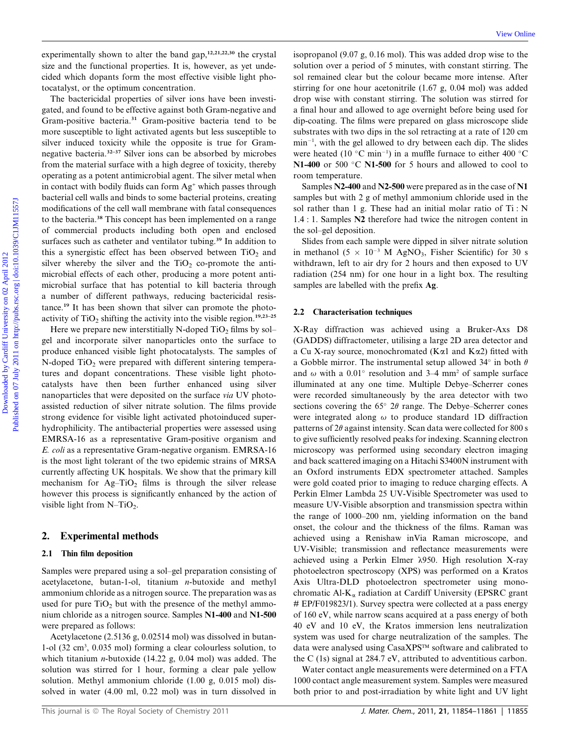experimentally shown to alter the band gap,[12,21,22,30] the crystal size and the functional properties. It is, however, as yet undecided which dopants form the most effective visible light photocatalyst, or the optimum concentration.

The bactericidal properties of silver ions have been investigated, and found to be effective against both Gram-negative and Gram-positive bacteria.[31] Gram-positive bacteria tend to be more susceptible to light activated agents but less susceptible to silver induced toxicity while the opposite is true for Gram-negative bacteria.[32–37] Silver ions can be absorbed by microbes from the material surface with a high degree of toxicity, thereby operating as a potent antimicrobial agent. The silver metal when in contact with bodily fluids can form $Ag^+$ which passes through bacterial cell walls and binds to some bacterial proteins, creating modifications of the cell wall membrane with fatal consequences to the bacteria.[38] This concept has been implemented on a range of commercial products including both open and enclosed surfaces such as catheter and ventilator tubing.[39] In addition to this a synergistic effect has been observed between $TiO_2$ and silver whereby the silver and the $TiO_2$ co-promote the antimicrobial effects of each other, producing a more potent antimicrobial surface that has potential to kill bacteria through a number of different pathways, reducing bactericidal resistance.[19] It has been shown that silver can promote the photoactivity of $TiO_2$ shifting the activity into the visible region.[19,23–25]

Here we prepare new interstitially N-doped $TiO_2$ films by sol–gel and incorporate silver nanoparticles onto the surface to produce enhanced visible light photocatalysts. The samples of N-doped $TiO_2$ were prepared with different sintering temperatures and dopant concentrations. These visible light photocatalysts have then been further enhanced using silver nanoparticles that were deposited on the surface *via* UV photo-assisted reduction of silver nitrate solution. The films provide strong evidence for visible light activated photoinduced superhydrophilicity. The antibacterial properties were assessed using EMRSA-16 as a representative Gram-positive organism and *E. coli* as a representative Gram-negative organism. EMRSA-16 is the most light tolerant of the two epidemic strains of MRSA currently affecting UK hospitals. We show that the primary kill mechanism for Ag–$TiO_2$ films is through the silver release however this process is significantly enhanced by the action of visible light from N–$TiO_2$.

## 2. Experimental methods

### 2.1 Thin film deposition

Samples were prepared using a sol–gel preparation consisting of acetylacetone, butan-1-ol, titanium *n*-butoxide and methyl ammonium chloride as a nitrogen source. The preparation was as used for pure $TiO_2$ but with the presence of the methyl ammonium chloride as a nitrogen source. Samples **N1-400** and **N1-500** were prepared as follows:

Acetylacetone (2.5136 g, 0.02514 mol) was dissolved in butan-1-ol (32 $cm^3$, 0.035 mol) forming a clear colourless solution, to which titanium *n*-butoxide (14.22 g, 0.04 mol) was added. The solution was stirred for 1 hour, forming a clear pale yellow solution. Methyl ammonium chloride (1.00 g, 0.015 mol) dissolved in water (4.00 ml, 0.22 mol) was in turn dissolved in isopropanol (9.07 g, 0.16 mol). This was added drop wise to the solution over a period of 5 minutes, with constant stirring. The sol remained clear but the colour became more intense. After stirring for one hour acetonitrile (1.67 g, 0.04 mol) was added drop wise with constant stirring. The solution was stirred for a final hour and allowed to age overnight before being used for dip-coating. The films were prepared on glass microscope slide substrates with two dips in the sol retracting at a rate of 120 cm $min^{-1}$, with the gel allowed to dry between each dip. The slides were heated (10 °C $min^{-1}$) in a muffle furnace to either 400 °C **N1-400** or 500 °C **N1-500** for 5 hours and allowed to cool to room temperature.

Samples **N2-400** and **N2-500** were prepared as in the case of **N1** samples but with 2 g of methyl ammonium chloride used in the sol rather than 1 g. These had an initial molar ratio of Ti : N 1.4 : 1. Samples **N2** therefore had twice the nitrogen content in the sol–gel deposition.

Slides from each sample were dipped in silver nitrate solution in methanol ($5 \times 10^{-3}$ M $AgNO_3$, Fisher Scientific) for 30 s withdrawn, left to air dry for 2 hours and then exposed to UV radiation (254 nm) for one hour in a light box. The resulting samples are labelled with the prefix **Ag**.

### 2.2 Characterisation techniques

X-Ray diffraction was achieved using a Bruker-Axs D8 (GADDS) diffractometer, utilising a large 2D area detector and a Cu X-ray source, monochromated (K$\alpha$1 and K$\alpha$2) fitted with a Gobble mirror. The instrumental setup allowed 34° in both $\theta$ and $\omega$ with a 0.01° resolution and 3–4 $mm^2$ of sample surface illuminated at any one time. Multiple Debye–Scherrer cones were recorded simultaneously by the area detector with two sections covering the 65° 2$\theta$ range. The Debye–Scherrer cones were integrated along $\omega$ to produce standard 1D diffraction patterns of 2$\theta$ against intensity. Scan data were collected for 800 s to give sufficiently resolved peaks for indexing. Scanning electron microscopy was performed using secondary electron imaging and back scattered imaging on a Hitachi S3400N instrument with an Oxford instruments EDX spectrometer attached. Samples were gold coated prior to imaging to reduce charging effects. A Perkin Elmer Lambda 25 UV-Visible Spectrometer was used to measure UV-Visible absorption and transmission spectra within the range of 1000–200 nm, yielding information on the band onset, the colour and the thickness of the films. Raman was achieved using a Renishaw inVia Raman microscope, and UV-Visible; transmission and reflectance measurements were achieved using a Perkin Elmer λ950. High resolution X-ray photoelectron spectroscopy (XPS) was performed on a Kratos Axis Ultra-DLD photoelectron spectrometer using monochromatic Al-K$_\alpha$ radiation at Cardiff University (EPSRC grant # EP/F019823/1). Survey spectra were collected at a pass energy of 160 eV, while narrow scans acquired at a pass energy of both 40 eV and 10 eV, the Kratos immersion lens neutralization system was used for charge neutralization of the samples. The data were analysed using CasaXPS™ software and calibrated to the C (1s) signal at 284.7 eV, attributed to adventitious carbon.

Water contact angle measurements were determined on a FTA 1000 contact angle measurement system. Samples were measured both prior to and post-irradiation by white light and UV light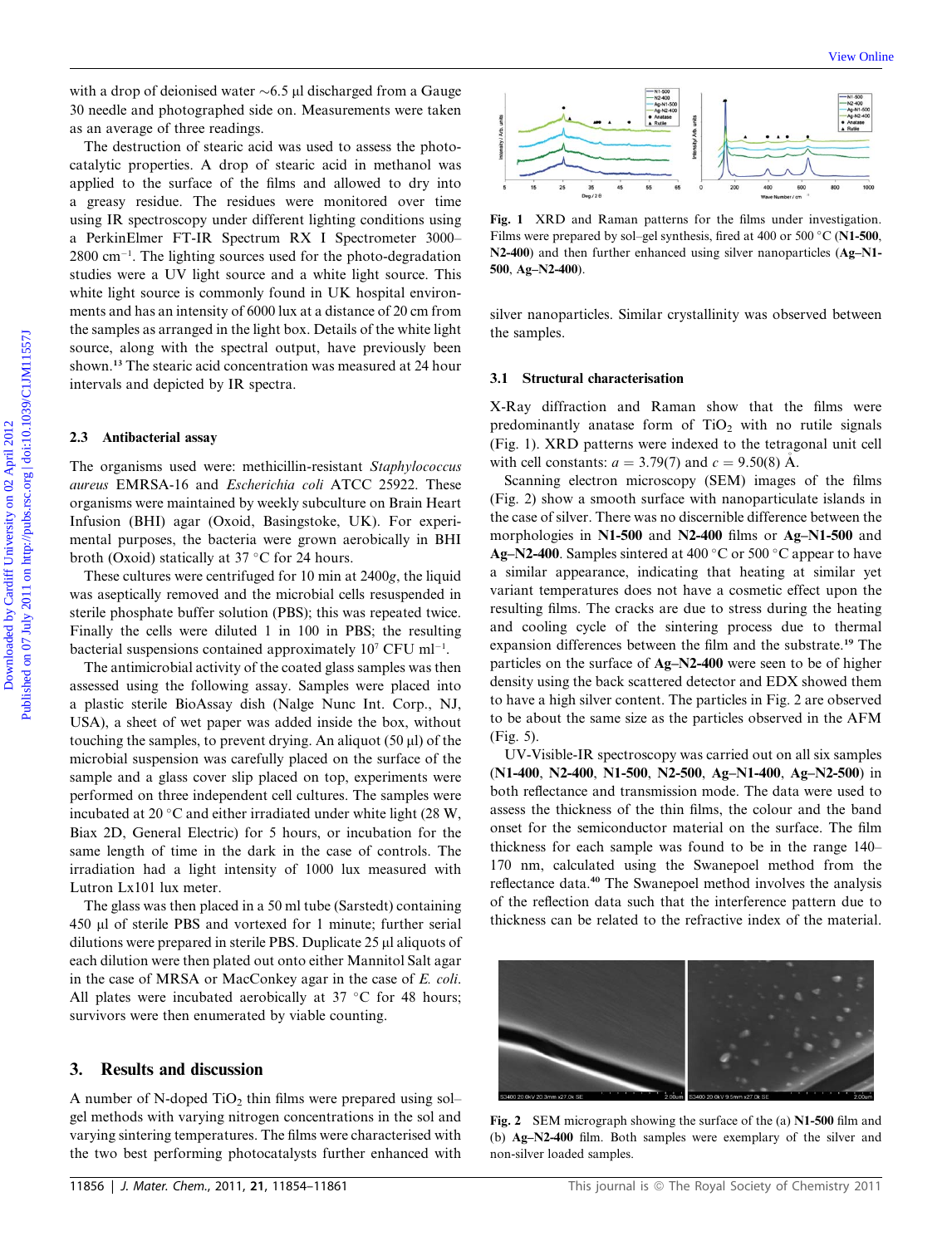with a drop of deionised water ~6.5 μl discharged from a Gauge 30 needle and photographed side on. Measurements were taken as an average of three readings.

The destruction of stearic acid was used to assess the photocatalytic properties. A drop of stearic acid in methanol was applied to the surface of the films and allowed to dry into a greasy residue. The residues were monitored over time using IR spectroscopy under different lighting conditions using a PerkinElmer FT-IR Spectrum RX I Spectrometer 3000–2800 $cm^{-1}$. The lighting sources used for the photo-degradation studies were a UV light source and a white light source. This white light source is commonly found in UK hospital environments and has an intensity of 6000 lux at a distance of 20 cm from the samples as arranged in the light box. Details of the white light source, along with the spectral output, have previously been shown.[13] The stearic acid concentration was measured at 24 hour intervals and depicted by IR spectra.

### 2.3 Antibacterial assay

The organisms used were: methicillin-resistant *Staphylococcus aureus* EMRSA-16 and *Escherichia coli* ATCC 25922. These organisms were maintained by weekly subculture on Brain Heart Infusion (BHI) agar (Oxoid, Basingstoke, UK). For experimental purposes, the bacteria were grown aerobically in BHI broth (Oxoid) statically at 37 °C for 24 hours.

These cultures were centrifuged for 10 min at 2400*g*, the liquid was aseptically removed and the microbial cells resuspended in sterile phosphate buffer solution (PBS); this was repeated twice. Finally the cells were diluted 1 in 100 in PBS; the resulting bacterial suspensions contained approximately $10^7$ CFU $ml^{-1}$.

The antimicrobial activity of the coated glass samples was then assessed using the following assay. Samples were placed into a plastic sterile BioAssay dish (Nalge Nunc Int. Corp., NJ, USA), a sheet of wet paper was added inside the box, without touching the samples, to prevent drying. An aliquot (50 μl) of the microbial suspension was carefully placed on the surface of the sample and a glass cover slip placed on top, experiments were performed on three independent cell cultures. The samples were incubated at 20 °C and either irradiated under white light (28 W, Biax 2D, General Electric) for 5 hours, or incubation for the same length of time in the dark in the case of controls. The irradiation had a light intensity of 1000 lux measured with Lutron Lx101 lux meter.

The glass was then placed in a 50 ml tube (Sarstedt) containing 450 μl of sterile PBS and vortexed for 1 minute; further serial dilutions were prepared in sterile PBS. Duplicate 25 μl aliquots of each dilution were then plated out onto either Mannitol Salt agar in the case of MRSA or MacConkey agar in the case of *E. coli*. All plates were incubated aerobically at 37 °C for 48 hours; survivors were then enumerated by viable counting.

## 3. Results and discussion

A number of N-doped $TiO_2$ thin films were prepared using sol–gel methods with varying nitrogen concentrations in the sol and varying sintering temperatures. The films were characterised with the two best performing photocatalysts further enhanced with silver nanoparticles. Similar crystallinity was observed between the samples.

Fig. 1 XRD and Raman patterns for the films under investigation. Films were prepared by sol–gel synthesis, fired at 400 or 500 °C (**N1-500**, **N2-400**) and then further enhanced using silver nanoparticles (**Ag–N1-500**, **Ag–N2-400**).

### 3.1 Structural characterisation

X-Ray diffraction and Raman show that the films were predominantly anatase form of $TiO_2$ with no rutile signals (Fig. 1). XRD patterns were indexed to the tetragonal unit cell with cell constants: $a$ = 3.79(7) and $c$ = 9.50(8) Å.

Scanning electron microscopy (SEM) images of the films (Fig. 2) show a smooth surface with nanoparticulate islands in the case of silver. There was no discernible difference between the morphologies in **N1-500** and **N2-400** films or **Ag–N1-500** and **Ag–N2-400**. Samples sintered at 400 °C or 500 °C appear to have a similar appearance, indicating that heating at similar yet variant temperatures does not have a cosmetic effect upon the resulting films. The cracks are due to stress during the heating and cooling cycle of the sintering process due to thermal expansion differences between the film and the substrate.[19] The particles on the surface of **Ag–N2-400** were seen to be of higher density using the back scattered detector and EDX showed them to have a high silver content. The particles in Fig. 2 are observed to be about the same size as the particles observed in the AFM (Fig. 5).

UV-Visible-IR spectroscopy was carried out on all six samples (**N1-400**, **N2-400**, **N1-500**, **N2-500**, **Ag–N1-400**, **Ag–N2-500**) in both reflectance and transmission mode. The data were used to assess the thickness of the thin films, the colour and the band onset for the semiconductor material on the surface. The film thickness for each sample was found to be in the range 140–170 nm, calculated using the Swanepoel method from the reflectance data.[40] The Swanepoel method involves the analysis of the reflection data such that the interference pattern due to thickness can be related to the refractive index of the material.

Fig. 2 SEM micrograph showing the surface of the (a) **N1-500** film and (b) **Ag–N2-400** film. Both samples were exemplary of the silver and non-silver loaded samples.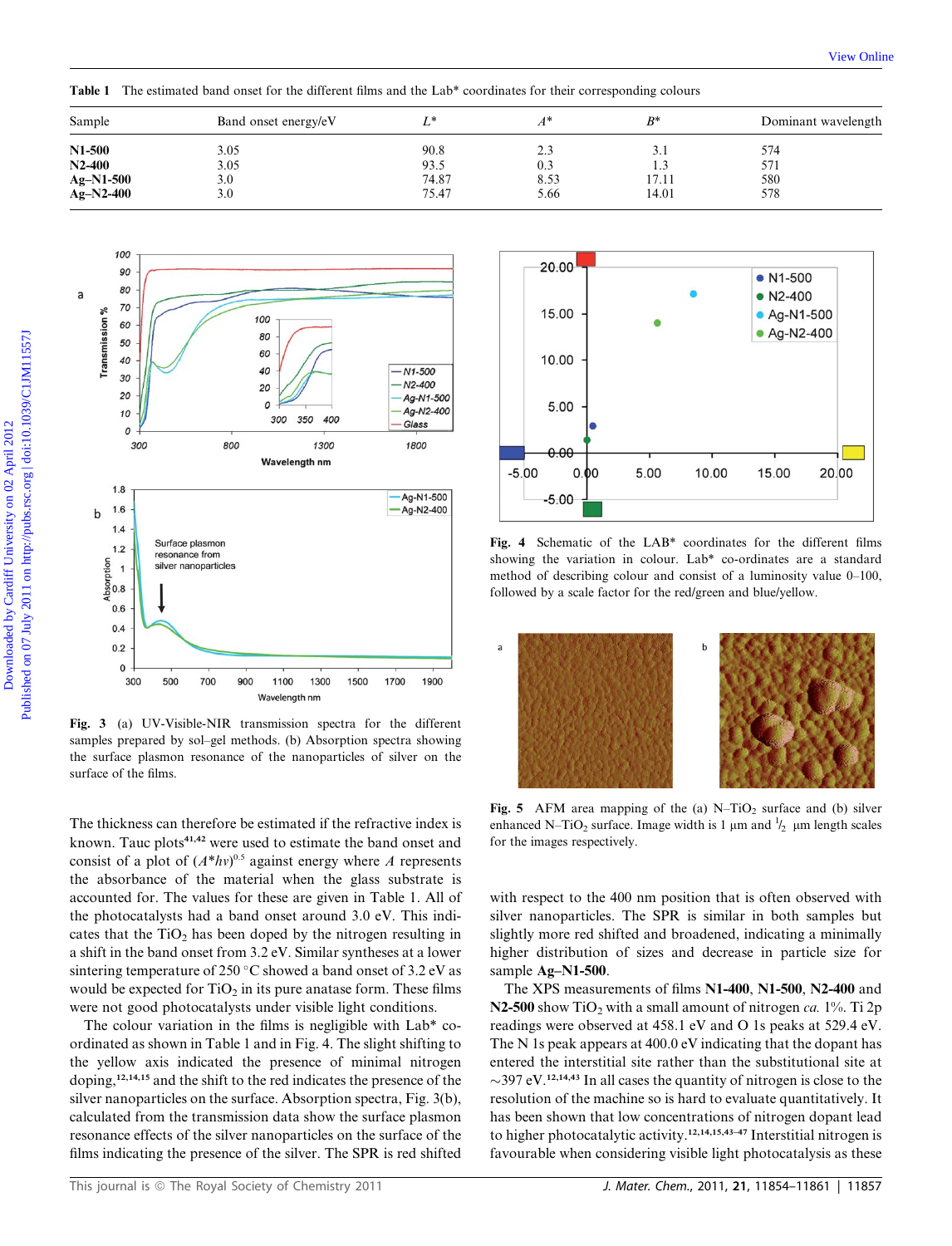Table 1 The estimated band onset for the different films and the Lab* coordinates for their corresponding colours

| Sample | Band onset energy/eV | $L^*$ | $A^*$ | $B^*$ | Dominant wavelength |
|---|---|---|---|---|---|
| **N1-500** | 3.05 | 90.8 | 2.3 | 3.1 | 574 |
| **N2-400** | 3.05 | 93.5 | 0.3 | 1.3 | 571 |
| **Ag–N1-500** | 3.0 | 74.87 | 8.53 | 17.11 | 580 |
| **Ag–N2-400** | 3.0 | 75.47 | 5.66 | 14.01 | 578 |

**Fig. 3** (a) UV-Visible-NIR transmission spectra for the different samples prepared by sol–gel methods. (b) Absorption spectra showing the surface plasmon resonance of the nanoparticles of silver on the surface of the films.

**Fig. 4** Schematic of the LAB* coordinates for the different films showing the variation in colour. Lab* co-ordinates are a standard method of describing colour and consist of a luminosity value 0–100, followed by a scale factor for the red/green and blue/yellow.

**Fig. 5** AFM area mapping of the (a) N–$TiO_2$ surface and (b) silver enhanced N–$TiO_2$ surface. Image width is 1 μm and $^1/_2$ μm length scales for the images respectively.

The thickness can therefore be estimated if the refractive index is known. Tauc plots[41,42] were used to estimate the band onset and consist of a plot of $(A^*h\nu)^{0.5}$ against energy where $A$ represents the absorbance of the material when the glass substrate is accounted for. The values for these are given in Table 1. All of the photocatalysts had a band onset around 3.0 eV. This indicates that the $TiO_2$ has been doped by the nitrogen resulting in a shift in the band onset from 3.2 eV. Similar syntheses at a lower sintering temperature of 250 °C showed a band onset of 3.2 eV as would be expected for $TiO_2$ in its pure anatase form. These films were not good photocatalysts under visible light conditions.

The colour variation in the films is negligible with Lab* co-ordinated as shown in Table 1 and in Fig. 4. The slight shifting to the yellow axis indicated the presence of minimal nitrogen doping,[12,14,15] and the shift to the red indicates the presence of the silver nanoparticles on the surface. Absorption spectra, Fig. 3(b), calculated from the transmission data show the surface plasmon resonance effects of the silver nanoparticles on the surface of the films indicating the presence of the silver. The SPR is red shifted with respect to the 400 nm position that is often observed with silver nanoparticles. The SPR is similar in both samples but slightly more red shifted and broadened, indicating a minimally higher distribution of sizes and decrease in particle size for sample **Ag–N1-500**.

The XPS measurements of films **N1-400**, **N1-500**, **N2-400** and **N2-500** show $TiO_2$ with a small amount of nitrogen *ca.* 1%. Ti 2p readings were observed at 458.1 eV and O 1s peaks at 529.4 eV. The N 1s peak appears at 400.0 eV indicating that the dopant has entered the interstitial site rather than the substitutional site at ~397 eV.[12,14,43] In all cases the quantity of nitrogen is close to the resolution of the machine so is hard to evaluate quantitatively. It has been shown that low concentrations of nitrogen dopant lead to higher photocatalytic activity.[12,14,15,43–47] Interstitial nitrogen is favourable when considering visible light photocatalysis as these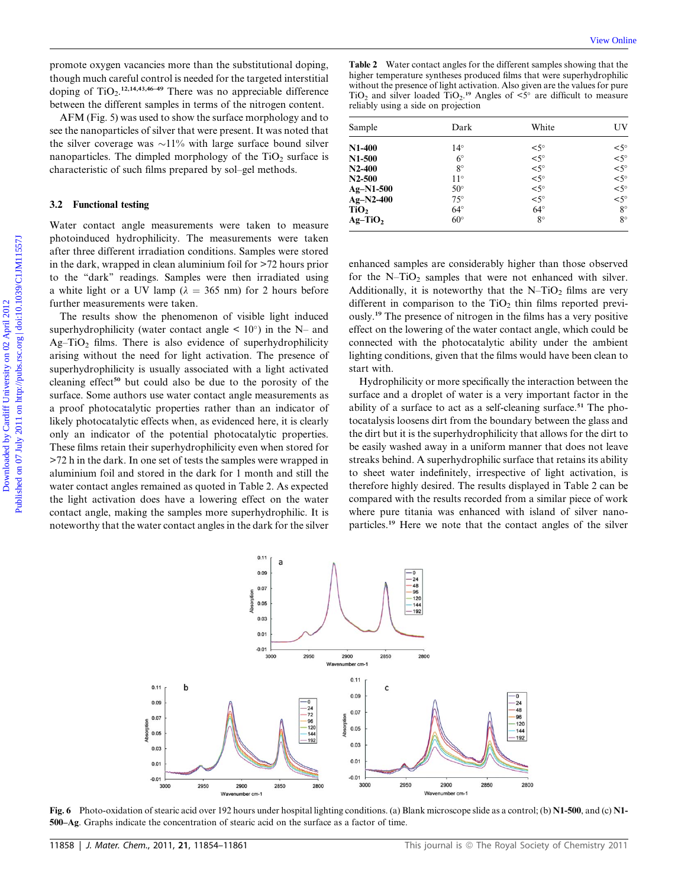promote oxygen vacancies more than the substitutional doping, though much careful control is needed for the targeted interstitial doping of $TiO_2$.[12,14,43,46–49] There was no appreciable difference between the different samples in terms of the nitrogen content.

AFM (Fig. 5) was used to show the surface morphology and to see the nanoparticles of silver that were present. It was noted that the silver coverage was ~11% with large surface bound silver nanoparticles. The dimpled morphology of the $TiO_2$ surface is characteristic of such films prepared by sol–gel methods.

### 3.2 Functional testing

Water contact angle measurements were taken to measure photoinduced hydrophilicity. The measurements were taken after three different irradiation conditions. Samples were stored in the dark, wrapped in clean aluminium foil for >72 hours prior to the "dark" readings. Samples were then irradiated using a white light or a UV lamp ($\lambda$ = 365 nm) for 2 hours before further measurements were taken.

The results show the phenomenon of visible light induced superhydrophilicity (water contact angle < 10°) in the N– and Ag–$TiO_2$ films. There is also evidence of superhydrophilicity arising without the need for light activation. The presence of superhydrophilicity is usually associated with a light activated cleaning effect[50] but could also be due to the porosity of the surface. Some authors use water contact angle measurements as a proof photocatalytic properties rather than an indicator of likely photocatalytic effects when, as evidenced here, it is clearly only an indicator of the potential photocatalytic properties. These films retain their superhydrophilicity even when stored for >72 h in the dark. In one set of tests the samples were wrapped in aluminium foil and stored in the dark for 1 month and still the water contact angles remained as quoted in Table 2. As expected the light activation does have a lowering effect on the water contact angle, making the samples more superhydrophilic. It is noteworthy that the water contact angles in the dark for the silver enhanced samples are considerably higher than those observed for the N–$TiO_2$ samples that were not enhanced with silver. Additionally, it is noteworthy that the N–$TiO_2$ films are very different in comparison to the $TiO_2$ thin films reported previously.[19] The presence of nitrogen in the films has a very positive effect on the lowering of the water contact angle, which could be connected with the photocatalytic ability under the ambient lighting conditions, given that the films would have been clean to start with.

Hydrophilicity or more specifically the interaction between the surface and a droplet of water is a very important factor in the ability of a surface to act as a self-cleaning surface.[51] The photocatalysis loosens dirt from the boundary between the glass and the dirt but it is the superhydrophilicity that allows for the dirt to be easily washed away in a uniform manner that does not leave streaks behind. A superhydrophilic surface that retains its ability to sheet water indefinitely, irrespective of light activation, is therefore highly desired. The results displayed in Table 2 can be compared with the results recorded from a similar piece of work where pure titania was enhanced with island of silver nanoparticles.[19] Here we note that the contact angles of the silver

**Table 2** Water contact angles for the different samples showing that the higher temperature syntheses produced films that were superhydrophilic without the presence of light activation. Also given are the values for pure $TiO_2$ and silver loaded $TiO_2$.[19] Angles of <5° are difficult to measure reliably using a side on projection

| Sample | Dark | White | UV |
|---|---|---|---|
| **N1-400** | 14° | <5° | <5° |
| **N1-500** | 6° | <5° | <5° |
| **N2-400** | 8° | <5° | <5° |
| **N2-500** | 11° | <5° | <5° |
| **Ag–N1-500** | 50° | <5° | <5° |
| **Ag–N2-400** | 75° | <5° | <5° |
| **$TiO_2$** | 64° | 64° | 8° |
| **Ag–$TiO_2$** | 60° | 8° | 8° |

**Fig. 6** Photo-oxidation of stearic acid over 192 hours under hospital lighting conditions. (a) Blank microscope slide as a control; (b) **N1-500**, and (c) **N1-500–Ag**. Graphs indicate the concentration of stearic acid on the surface as a factor of time.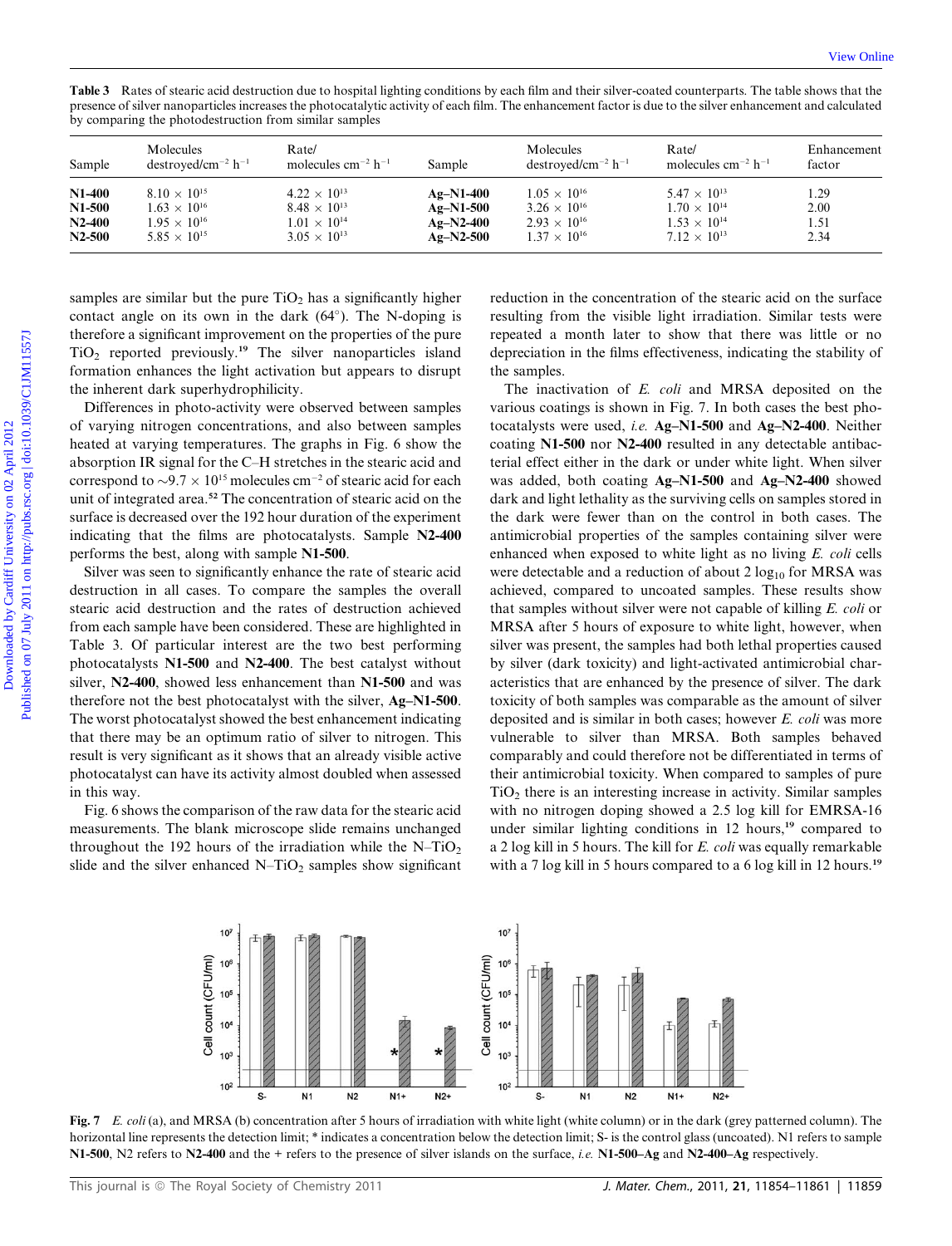Table 3 Rates of stearic acid destruction due to hospital lighting conditions by each film and their silver-coated counterparts. The table shows that the presence of silver nanoparticles increases the photocatalytic activity of each film. The enhancement factor is due to the silver enhancement and calculated by comparing the photodestruction from similar samples

| Sample | Molecules destroyed/cm$^{-2}$ h$^{-1}$ | Rate/ molecules cm$^{-2}$ h$^{-1}$ | Sample | Molecules destroyed/cm$^{-2}$ h$^{-1}$ | Rate/ molecules cm$^{-2}$ h$^{-1}$ | Enhancement factor |
|---|---|---|---|---|---|---|
| **N1-400** | $8.10 \times 10^{15}$ | $4.22 \times 10^{13}$ | **Ag–N1-400** | $1.05 \times 10^{16}$ | $5.47 \times 10^{13}$ | 1.29 |
| **N1-500** | $1.63 \times 10^{16}$ | $8.48 \times 10^{13}$ | **Ag–N1-500** | $3.26 \times 10^{16}$ | $1.70 \times 10^{14}$ | 2.00 |
| **N2-400** | $1.95 \times 10^{16}$ | $1.01 \times 10^{14}$ | **Ag–N2-400** | $2.93 \times 10^{16}$ | $1.53 \times 10^{14}$ | 1.51 |
| **N2-500** | $5.85 \times 10^{15}$ | $3.05 \times 10^{13}$ | **Ag–N2-500** | $1.37 \times 10^{16}$ | $7.12 \times 10^{13}$ | 2.34 |

samples are similar but the pure $TiO_2$ has a significantly higher contact angle on its own in the dark (64°). The N-doping is therefore a significant improvement on the properties of the pure $TiO_2$ reported previously.[19] The silver nanoparticles island formation enhances the light activation but appears to disrupt the inherent dark superhydrophilicity.

Differences in photo-activity were observed between samples of varying nitrogen concentrations, and also between samples heated at varying temperatures. The graphs in Fig. 6 show the absorption IR signal for the C–H stretches in the stearic acid and correspond to $\sim 9.7 \times 10^{15}$ molecules cm$^{-2}$ of stearic acid for each unit of integrated area.[52] The concentration of stearic acid on the surface is decreased over the 192 hour duration of the experiment indicating that the films are photocatalysts. Sample **N2-400** performs the best, along with sample **N1-500**.

Silver was seen to significantly enhance the rate of stearic acid destruction in all cases. To compare the samples the overall stearic acid destruction and the rates of destruction achieved from each sample have been considered. These are highlighted in Table 3. Of particular interest are the two best performing photocatalysts **N1-500** and **N2-400**. The best catalyst without silver, **N2-400**, showed less enhancement than **N1-500** and was therefore not the best photocatalyst with the silver, **Ag–N1-500**. The worst photocatalyst showed the best enhancement indicating that there may be an optimum ratio of silver to nitrogen. This result is very significant as it shows that an already visible active photocatalyst can have its activity almost doubled when assessed in this way.

Fig. 6 shows the comparison of the raw data for the stearic acid measurements. The blank microscope slide remains unchanged throughout the 192 hours of the irradiation while the N–$TiO_2$ slide and the silver enhanced N–$TiO_2$ samples show significant reduction in the concentration of the stearic acid on the surface resulting from the visible light irradiation. Similar tests were repeated a month later to show that there was little or no depreciation in the films effectiveness, indicating the stability of the samples.

The inactivation of *E. coli* and MRSA deposited on the various coatings is shown in Fig. 7. In both cases the best photocatalysts were used, *i.e.* **Ag–N1-500** and **Ag–N2-400**. Neither coating **N1-500** nor **N2-400** resulted in any detectable antibacterial effect either in the dark or under white light. When silver was added, both coating **Ag–N1-500** and **Ag–N2-400** showed dark and light lethality as the surviving cells on samples stored in the dark were fewer than on the control in both cases. The antimicrobial properties of the samples containing silver were enhanced when exposed to white light as no living *E. coli* cells were detectable and a reduction of about 2 $\log_{10}$ for MRSA was achieved, compared to uncoated samples. These results show that samples without silver were not capable of killing *E. coli* or MRSA after 5 hours of exposure to white light, however, when silver was present, the samples had both lethal properties caused by silver (dark toxicity) and light-activated antimicrobial characteristics that are enhanced by the presence of silver. The dark toxicity of both samples was comparable as the amount of silver deposited and is similar in both cases; however *E. coli* was more vulnerable to silver than MRSA. Both samples behaved comparably and could therefore not be differentiated in terms of their antimicrobial toxicity. When compared to samples of pure $TiO_2$ there is an interesting increase in activity. Similar samples with no nitrogen doping showed a 2.5 log kill for EMRSA-16 under similar lighting conditions in 12 hours,[19] compared to a 2 log kill in 5 hours. The kill for *E. coli* was equally remarkable with a 7 log kill in 5 hours compared to a 6 log kill in 12 hours.[19]

Fig. 7 *E. coli* (a), and MRSA (b) concentration after 5 hours of irradiation with white light (white column) or in the dark (grey patterned column). The horizontal line represents the detection limit; * indicates a concentration below the detection limit; S- is the control glass (uncoated). N1 refers to sample **N1-500**, N2 refers to **N2-400** and the + refers to the presence of silver islands on the surface, *i.e.* **N1-500–Ag** and **N2-400–Ag** respectively.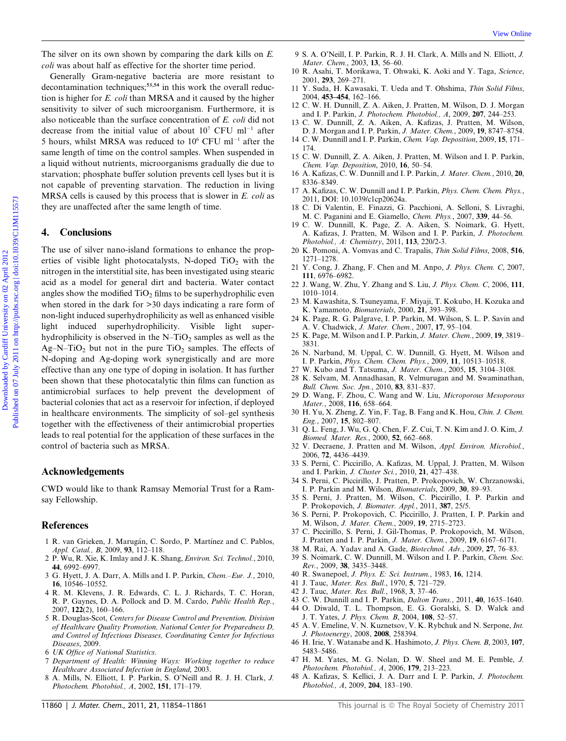The silver on its own shown by comparing the dark kills on *E. coli* was about half as effective for the shorter time period.

Generally Gram-negative bacteria are more resistant to decontamination techniques;[53,54] in this work the overall reduction is higher for *E. coli* than MRSA and it caused by the higher sensitivity to silver of such microorganism. Furthermore, it is also noticeable than the surface concentration of *E. coli* did not decrease from the initial value of about $10^7$ CFU $ml^{-1}$ after 5 hours, whilst MRSA was reduced to $10^6$ CFU $ml^{-1}$ after the same length of time on the control samples. When suspended in a liquid without nutrients, microorganisms gradually die due to starvation; phosphate buffer solution prevents cell lyses but it is not capable of preventing starvation. The reduction in living MRSA cells is caused by this process that is slower in *E. coli* as they are unaffected after the same length of time.

## 4. Conclusions

The use of silver nano-island formations to enhance the properties of visible light photocatalysts, N-doped $TiO_2$ with the nitrogen in the interstitial site, has been investigated using stearic acid as a model for general dirt and bacteria. Water contact angles show the modified $TiO_2$ films to be superhydrophilic even when stored in the dark for >30 days indicating a rare form of non-light induced superhydrophilicity as well as enhanced visible light induced superhydrophilicity. Visible light superhydrophilicity is observed in the N–$TiO_2$ samples as well as the Ag–N–$TiO_2$ but not in the pure $TiO_2$ samples. The effects of N-doping and Ag-doping work synergistically and are more effective than any one type of doping in isolation. It has further been shown that these photocatalytic thin films can function as antimicrobial surfaces to help prevent the development of bacterial colonies that act as a reservoir for infection, if deployed in healthcare environments. The simplicity of sol–gel synthesis together with the effectiveness of their antimicrobial properties leads to real potential for the application of these surfaces in the control of bacteria such as MRSA.

## Acknowledgements

CWD would like to thank Ramsay Memorial Trust for a Ramsay Fellowship.

## References

1 R. van Grieken, J. Marugán, C. Sordo, P. Martínez and C. Pablos, *Appl. Catal., B*, 2009, **93**, 112–118.
2 P. Wu, R. Xie, K. Imlay and J. K. Shang, *Environ. Sci. Technol.*, 2010, **44**, 6992–6997.
3 G. Hyett, J. A. Darr, A. Mills and I. P. Parkin, *Chem.–Eur. J.*, 2010, **16**, 10546–10552.
4 R. M. Klevens, J. R. Edwards, C. L. J. Richards, T. C. Horan, R. P. Gaynes, D. A. Pollock and D. M. Cardo, *Public Health Rep.*, 2007, **122**(2), 160–166.
5 R. Douglas-Scot, *Centers for Disease Control and Prevention, Division of Healthcare Quality Promotion, National Center for Preparedness D, and Control of Infectious Diseases, Coordinating Center for Infectious Diseases*, 2009.
6 *UK Office of National Statistics.*
7 *Department of Health: Winning Ways: Working together to reduce Healthcare Associated Infection in England*, 2003.
8 A. Mills, N. Elliott, I. P. Parkin, S. O'Neill and R. J. H. Clark, *J. Photochem. Photobiol., A*, 2002, **151**, 171–179.
9 S. A. O'Neill, I. P. Parkin, R. J. H. Clark, A. Mills and N. Elliott, *J. Mater. Chem.*, 2003, **13**, 56–60.
10 R. Asahi, T. Morikawa, T. Ohwaki, K. Aoki and Y. Taga, *Science*, 2001, **293**, 269–271.
11 Y. Suda, H. Kawasaki, T. Ueda and T. Ohshima, *Thin Solid Films*, 2004, **453–454**, 162–166.
12 C. W. H. Dunnill, Z. A. Aiken, J. Pratten, M. Wilson, D. J. Morgan and I. P. Parkin, *J. Photochem. Photobiol., A*, 2009, **207**, 244–253.
13 C. W. Dunnill, Z. A. Aiken, A. Kafizas, J. Pratten, M. Wilson, D. J. Morgan and I. P. Parkin, *J. Mater. Chem.*, 2009, **19**, 8747–8754.
14 C. W. Dunnill and I. P. Parkin, *Chem. Vap. Deposition*, 2009, **15**, 171–174.
15 C. W. Dunnill, Z. A. Aiken, J. Pratten, M. Wilson and I. P. Parkin, *Chem. Vap. Deposition*, 2010, **16**, 50–54.
16 A. Kafizas, C. W. Dunnill and I. P. Parkin, *J. Mater. Chem.*, 2010, **20**, 8336–8349.
17 A. Kafizas, C. W. Dunnill and I. P. Parkin, *Phys. Chem. Chem. Phys.*, 2011, DOI: 10.1039/c1cp20624a.
18 C. Di Valentin, E. Finazzi, G. Pacchioni, A. Selloni, S. Livraghi, M. C. Paganini and E. Giamello, *Chem. Phys.*, 2007, **339**, 44–56.
19 C. W. Dunnill, K. Page, Z. A. Aiken, S. Noimark, G. Hyett, A. Kafizas, J. Pratten, M. Wilson and I. P. Parkin, *J. Photochem. Photobiol., A: Chemistry*, 2011, **113**, 220/2-3.
20 K. Pomoni, A. Vomvas and C. Trapalis, *Thin Solid Films*, 2008, **516**, 1271–1278.
21 Y. Cong, J. Zhang, F. Chen and M. Anpo, *J. Phys. Chem. C*, 2007, **111**, 6976–6982.
22 J. Wang, W. Zhu, Y. Zhang and S. Liu, *J. Phys. Chem. C*, 2006, **111**, 1010–1014.
23 M. Kawashita, S. Tsuneyama, F. Miyaji, T. Kokubo, H. Kozuka and K. Yamamoto, *Biomaterials*, 2000, **21**, 393–398.
24 K. Page, R. G. Palgrave, I. P. Parkin, M. Wilson, S. L. P. Savin and A. V. Chadwick, *J. Mater. Chem.*, 2007, **17**, 95–104.
25 K. Page, M. Wilson and I. P. Parkin, *J. Mater. Chem.*, 2009, **19**, 3819–3831.
26 N. Narband, M. Uppal, C. W. Dunnill, G. Hyett, M. Wilson and I. P. Parkin, *Phys. Chem. Chem. Phys.*, 2009, **11**, 10513–10518.
27 W. Kubo and T. Tatsuma, *J. Mater. Chem.*, 2005, **15**, 3104–3108.
28 K. Selvam, M. Annadhasan, R. Velmurugan and M. Swaminathan, *Bull. Chem. Soc. Jpn.*, 2010, **83**, 831–837.
29 D. Wang, F. Zhou, C. Wang and W. Liu, *Microporous Mesoporous Mater.*, 2008, **116**, 658–664.
30 H. Yu, X. Zheng, Z. Yin, F. Tag, B. Fang and K. Hou, *Chin. J. Chem. Eng.*, 2007, **15**, 802–807.
31 Q. L. Feng, J. Wu, G. Q. Chen, F. Z. Cui, T. N. Kim and J. O. Kim, *J. Biomed. Mater. Res.*, 2000, **52**, 662–668.
32 V. Decraene, J. Pratten and M. Wilson, *Appl. Environ. Microbiol.*, 2006, **72**, 4436–4439.
33 S. Perni, C. Piccirillo, A. Kafizas, M. Uppal, J. Pratten, M. Wilson and I. Parkin, *J. Cluster Sci.*, 2010, **21**, 427–438.
34 S. Perni, C. Piccirillo, J. Pratten, P. Prokopovich, W. Chrzanowski, I. P. Parkin and M. Wilson, *Biomaterials*, 2009, **30**, 89–93.
35 S. Perni, J. Pratten, M. Wilson, C. Piccirillo, I. P. Parkin and P. Prokopovich, *J. Biomater. Appl.*, 2011, **387**, 25/5.
36 S. Perni, P. Prokopovich, C. Piccirillo, J. Pratten, I. P. Parkin and M. Wilson, *J. Mater. Chem.*, 2009, **19**, 2715–2723.
37 C. Piccirillo, S. Perni, J. Gil-Thomas, P. Prokopovich, M. Wilson, J. Pratten and I. P. Parkin, *J. Mater. Chem.*, 2009, **19**, 6167–6171.
38 M. Rai, A. Yadav and A. Gade, *Biotechnol. Adv.*, 2009, **27**, 76–83.
39 S. Noimark, C. W. Dunnill, M. Wilson and I. P. Parkin, *Chem. Soc. Rev.*, 2009, **38**, 3435–3448.
40 R. Swanepoel, *J. Phys. E: Sci. Instrum.*, 1983, **16**, 1214.
41 J. Tauc, *Mater. Res. Bull.*, 1970, **5**, 721–729.
42 J. Tauc, *Mater. Res. Bull.*, 1968, **3**, 37–46.
43 C. W. Dunnill and I. P. Parkin, *Dalton Trans.*, 2011, **40**, 1635–1640.
44 O. Diwald, T. L. Thompson, E. G. Goralski, S. D. Walck and J. T. Yates, *J. Phys. Chem. B*, 2004, **108**, 52–57.
45 A. V. Emeline, V. N. Kuznetsov, V. K. Rybchuk and N. Serpone, *Int. J. Photoenergy*, 2008, **2008**, 258394.
46 H. Irie, Y. Watanabe and K. Hashimoto, *J. Phys. Chem. B*, 2003, **107**, 5483–5486.
47 H. M. Yates, M. G. Nolan, D. W. Sheel and M. E. Pemble, *J. Photochem. Photobiol., A*, 2006, **179**, 213–223.
48 A. Kafizas, S. Kellici, J. A. Darr and I. P. Parkin, *J. Photochem. Photobiol., A*, 2009, **204**, 183–190.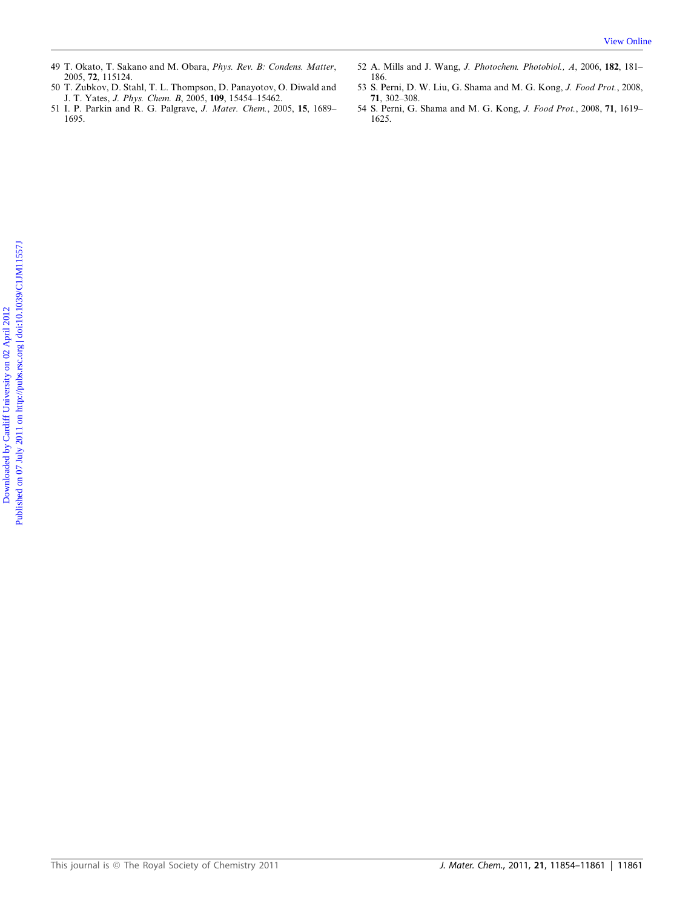49 T. Okato, T. Sakano and M. Obara, *Phys. Rev. B: Condens. Matter*, 2005, **72**, 115124.

50 T. Zubkov, D. Stahl, T. L. Thompson, D. Panayotov, O. Diwald and J. T. Yates, *J. Phys. Chem. B*, 2005, **109**, 15454–15462.

51 I. P. Parkin and R. G. Palgrave, *J. Mater. Chem.*, 2005, **15**, 1689–1695.

52 A. Mills and J. Wang, *J. Photochem. Photobiol., A*, 2006, **182**, 181–186.

53 S. Perni, D. W. Liu, G. Shama and M. G. Kong, *J. Food Prot.*, 2008, **71**, 302–308.

54 S. Perni, G. Shama and M. G. Kong, *J. Food Prot.*, 2008, **71**, 1619–1625.